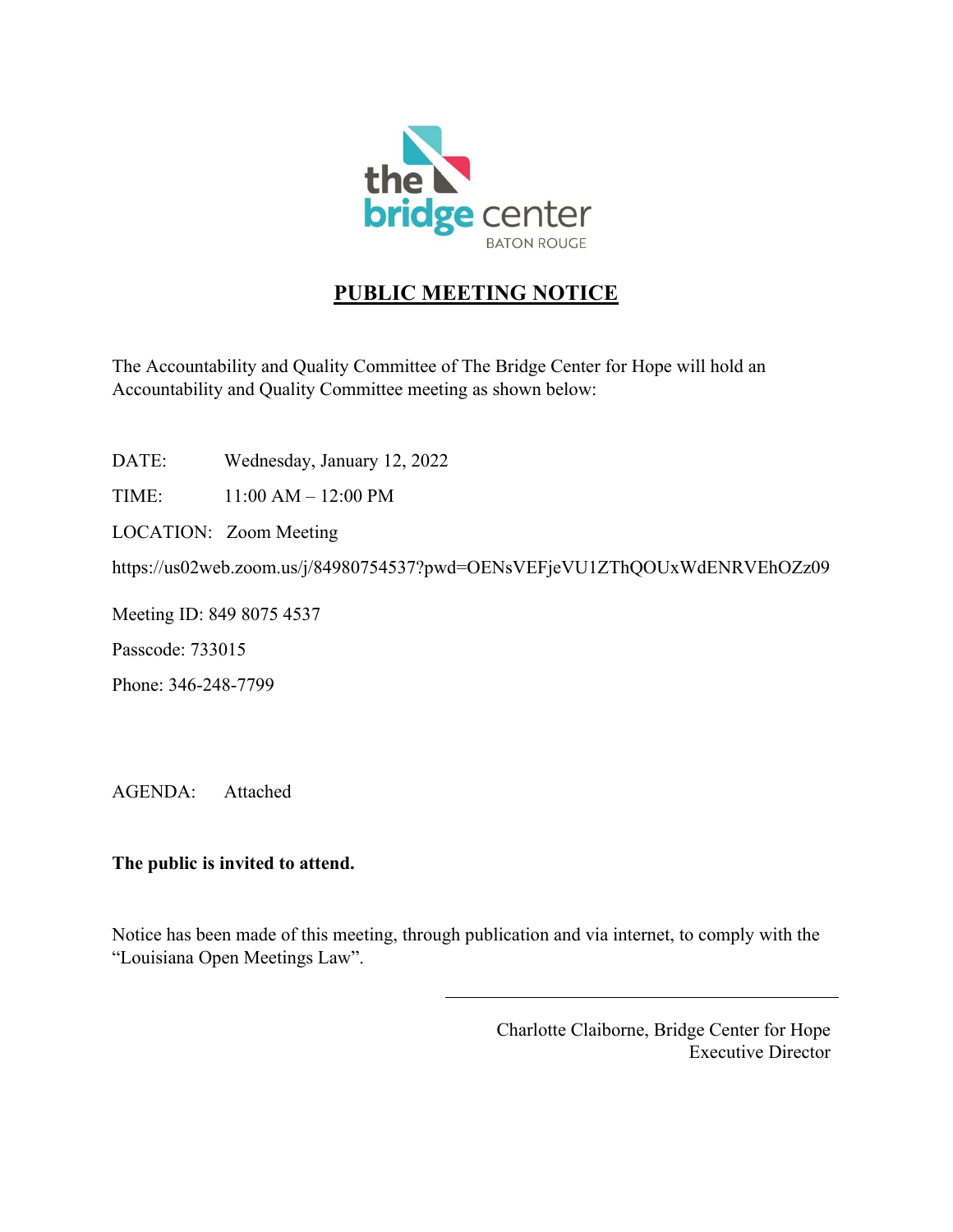the bridge center
BATON ROUGE

# PUBLIC MEETING NOTICE

The Accountability and Quality Committee of The Bridge Center for Hope will hold an Accountability and Quality Committee meeting as shown below:

DATE: Wednesday, January 12, 2022

TIME: 11:00 AM – 12:00 PM

LOCATION: Zoom Meeting

https://us02web.zoom.us/j/84980754537?pwd=OENsVEFjeVU1ZThQOUxWdENRVEhOZz09

Meeting ID: 849 8075 4537

Passcode: 733015

Phone: 346-248-7799

AGENDA: Attached

**The public is invited to attend.**

Notice has been made of this meeting, through publication and via internet, to comply with the "Louisiana Open Meetings Law".

Charlotte Claiborne, Bridge Center for Hope
Executive Director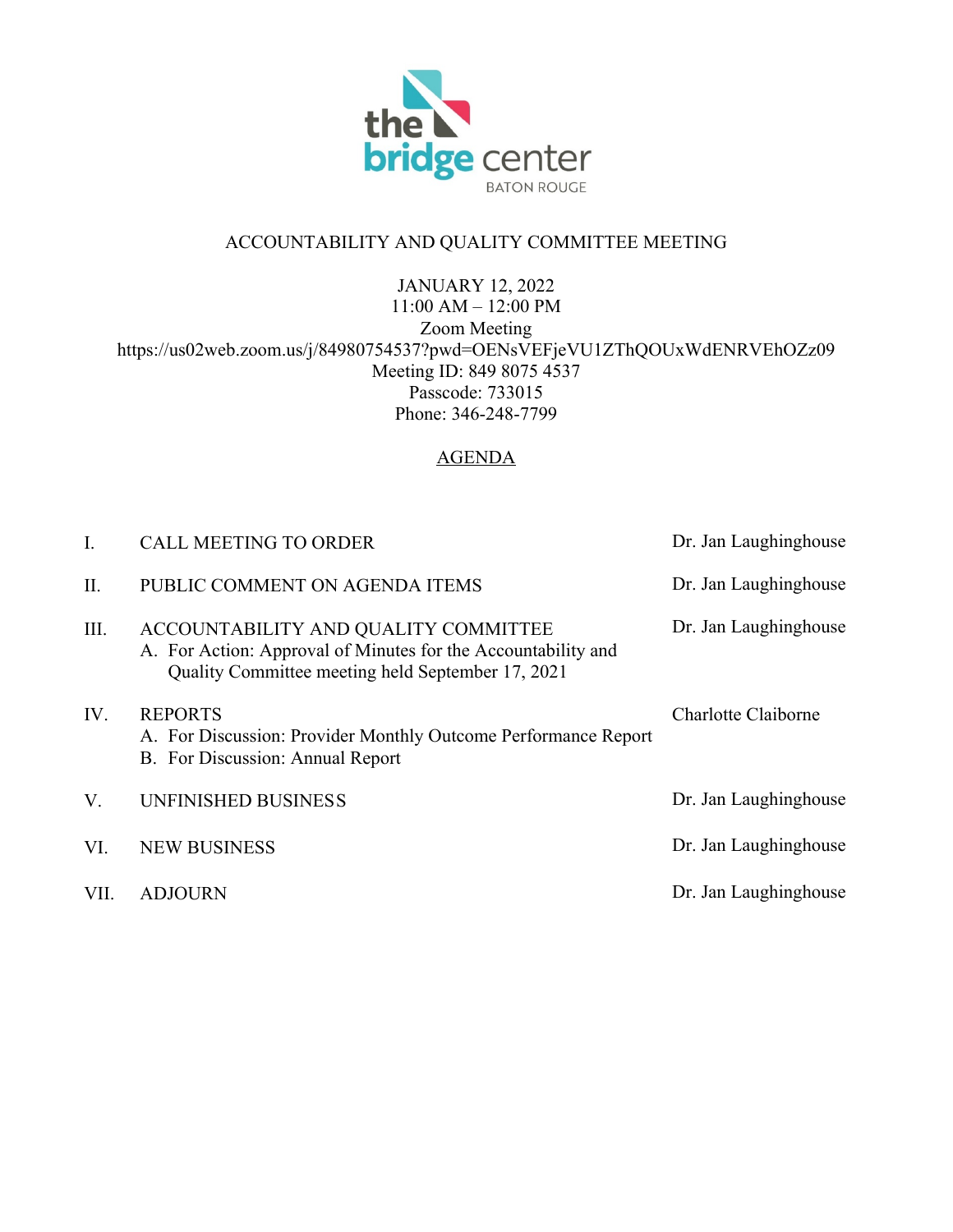# ACCOUNTABILITY AND QUALITY COMMITTEE MEETING

JANUARY 12, 2022
11:00 AM – 12:00 PM
Zoom Meeting
https://us02web.zoom.us/j/84980754537?pwd=OENsVEFjeVU1ZThQOUxWdENRVEhOZz09
Meeting ID: 849 8075 4537
Passcode: 733015
Phone: 346-248-7799

## AGENDA

| | | |
|---|---|---|
| I. | CALL MEETING TO ORDER | Dr. Jan Laughinghouse |
| II. | PUBLIC COMMENT ON AGENDA ITEMS | Dr. Jan Laughinghouse |
| III. | ACCOUNTABILITY AND QUALITY COMMITTEE<br>A. For Action: Approval of Minutes for the Accountability and Quality Committee meeting held September 17, 2021 | Dr. Jan Laughinghouse |
| IV. | REPORTS<br>A. For Discussion: Provider Monthly Outcome Performance Report<br>B. For Discussion: Annual Report | Charlotte Claiborne |
| V. | UNFINISHED BUSINESS | Dr. Jan Laughinghouse |
| VI. | NEW BUSINESS | Dr. Jan Laughinghouse |
| VII. | ADJOURN | Dr. Jan Laughinghouse |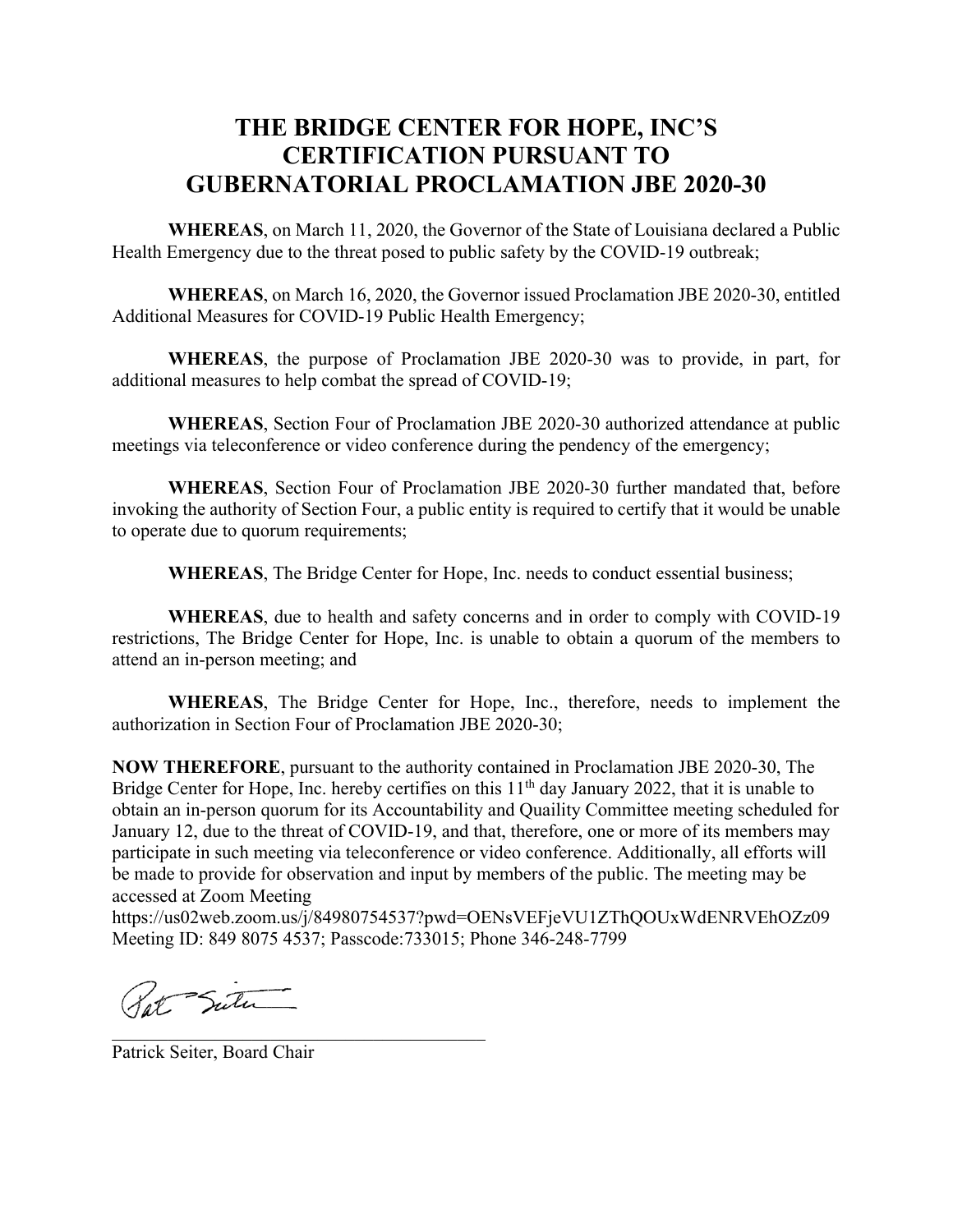# THE BRIDGE CENTER FOR HOPE, INC'S CERTIFICATION PURSUANT TO GUBERNATORIAL PROCLAMATION JBE 2020-30

**WHEREAS**, on March 11, 2020, the Governor of the State of Louisiana declared a Public Health Emergency due to the threat posed to public safety by the COVID-19 outbreak;

**WHEREAS**, on March 16, 2020, the Governor issued Proclamation JBE 2020-30, entitled Additional Measures for COVID-19 Public Health Emergency;

**WHEREAS**, the purpose of Proclamation JBE 2020-30 was to provide, in part, for additional measures to help combat the spread of COVID-19;

**WHEREAS**, Section Four of Proclamation JBE 2020-30 authorized attendance at public meetings via teleconference or video conference during the pendency of the emergency;

**WHEREAS**, Section Four of Proclamation JBE 2020-30 further mandated that, before invoking the authority of Section Four, a public entity is required to certify that it would be unable to operate due to quorum requirements;

**WHEREAS**, The Bridge Center for Hope, Inc. needs to conduct essential business;

**WHEREAS**, due to health and safety concerns and in order to comply with COVID-19 restrictions, The Bridge Center for Hope, Inc. is unable to obtain a quorum of the members to attend an in-person meeting; and

**WHEREAS**, The Bridge Center for Hope, Inc., therefore, needs to implement the authorization in Section Four of Proclamation JBE 2020-30;

**NOW THEREFORE**, pursuant to the authority contained in Proclamation JBE 2020-30, The Bridge Center for Hope, Inc. hereby certifies on this 11th day January 2022, that it is unable to obtain an in-person quorum for its Accountability and Quaility Committee meeting scheduled for January 12, due to the threat of COVID-19, and that, therefore, one or more of its members may participate in such meeting via teleconference or video conference. Additionally, all efforts will be made to provide for observation and input by members of the public. The meeting may be accessed at Zoom Meeting
https://us02web.zoom.us/j/84980754537?pwd=OENsVEFjeVU1ZThQOUxWdENRVEhOZz09
Meeting ID: 849 8075 4537; Passcode:733015; Phone 346-248-7799

Pat Seiter

Patrick Seiter, Board Chair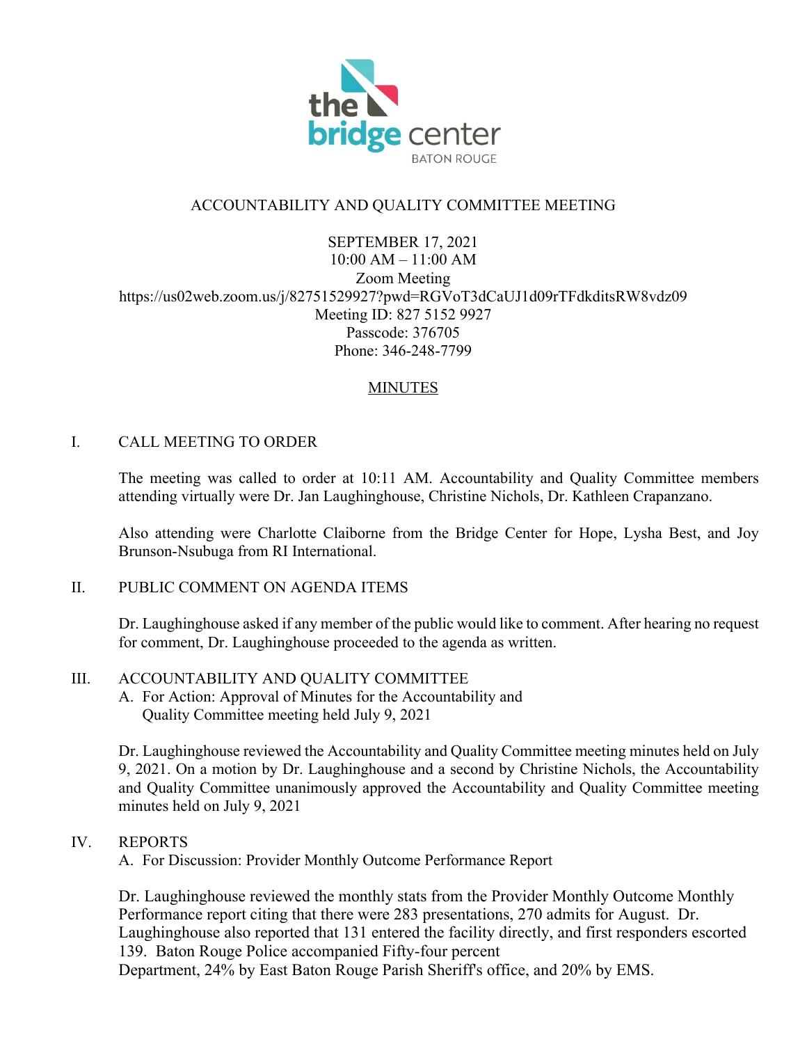ACCOUNTABILITY AND QUALITY COMMITTEE MEETING

SEPTEMBER 17, 2021
10:00 AM – 11:00 AM
Zoom Meeting
https://us02web.zoom.us/j/82751529927?pwd=RGVoT3dCaUJ1d09rTFdkditsRW8vdz09
Meeting ID: 827 5152 9927
Passcode: 376705
Phone: 346-248-7799

MINUTES

I. CALL MEETING TO ORDER

The meeting was called to order at 10:11 AM. Accountability and Quality Committee members attending virtually were Dr. Jan Laughinghouse, Christine Nichols, Dr. Kathleen Crapanzano.

Also attending were Charlotte Claiborne from the Bridge Center for Hope, Lysha Best, and Joy Brunson-Nsubuga from RI International.

II. PUBLIC COMMENT ON AGENDA ITEMS

Dr. Laughinghouse asked if any member of the public would like to comment. After hearing no request for comment, Dr. Laughinghouse proceeded to the agenda as written.

III. ACCOUNTABILITY AND QUALITY COMMITTEE

A. For Action: Approval of Minutes for the Accountability and Quality Committee meeting held July 9, 2021

Dr. Laughinghouse reviewed the Accountability and Quality Committee meeting minutes held on July 9, 2021. On a motion by Dr. Laughinghouse and a second by Christine Nichols, the Accountability and Quality Committee unanimously approved the Accountability and Quality Committee meeting minutes held on July 9, 2021

IV. REPORTS

A. For Discussion: Provider Monthly Outcome Performance Report

Dr. Laughinghouse reviewed the monthly stats from the Provider Monthly Outcome Monthly Performance report citing that there were 283 presentations, 270 admits for August. Dr. Laughinghouse also reported that 131 entered the facility directly, and first responders escorted 139. Baton Rouge Police accompanied Fifty-four percent Department, 24% by East Baton Rouge Parish Sheriff's office, and 20% by EMS.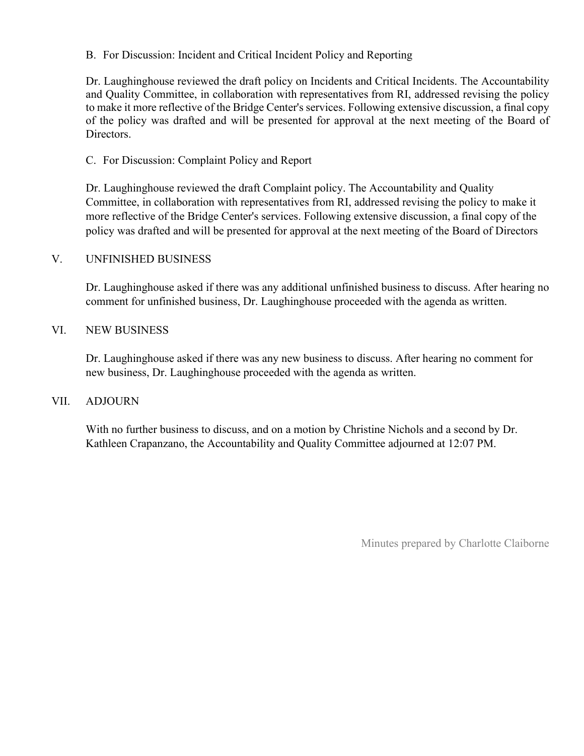B. For Discussion: Incident and Critical Incident Policy and Reporting

Dr. Laughinghouse reviewed the draft policy on Incidents and Critical Incidents. The Accountability and Quality Committee, in collaboration with representatives from RI, addressed revising the policy to make it more reflective of the Bridge Center's services. Following extensive discussion, a final copy of the policy was drafted and will be presented for approval at the next meeting of the Board of Directors.

C. For Discussion: Complaint Policy and Report

Dr. Laughinghouse reviewed the draft Complaint policy. The Accountability and Quality Committee, in collaboration with representatives from RI, addressed revising the policy to make it more reflective of the Bridge Center's services. Following extensive discussion, a final copy of the policy was drafted and will be presented for approval at the next meeting of the Board of Directors

## V. UNFINISHED BUSINESS

Dr. Laughinghouse asked if there was any additional unfinished business to discuss. After hearing no comment for unfinished business, Dr. Laughinghouse proceeded with the agenda as written.

## VI. NEW BUSINESS

Dr. Laughinghouse asked if there was any new business to discuss. After hearing no comment for new business, Dr. Laughinghouse proceeded with the agenda as written.

## VII. ADJOURN

With no further business to discuss, and on a motion by Christine Nichols and a second by Dr. Kathleen Crapanzano, the Accountability and Quality Committee adjourned at 12:07 PM.

Minutes prepared by Charlotte Claiborne